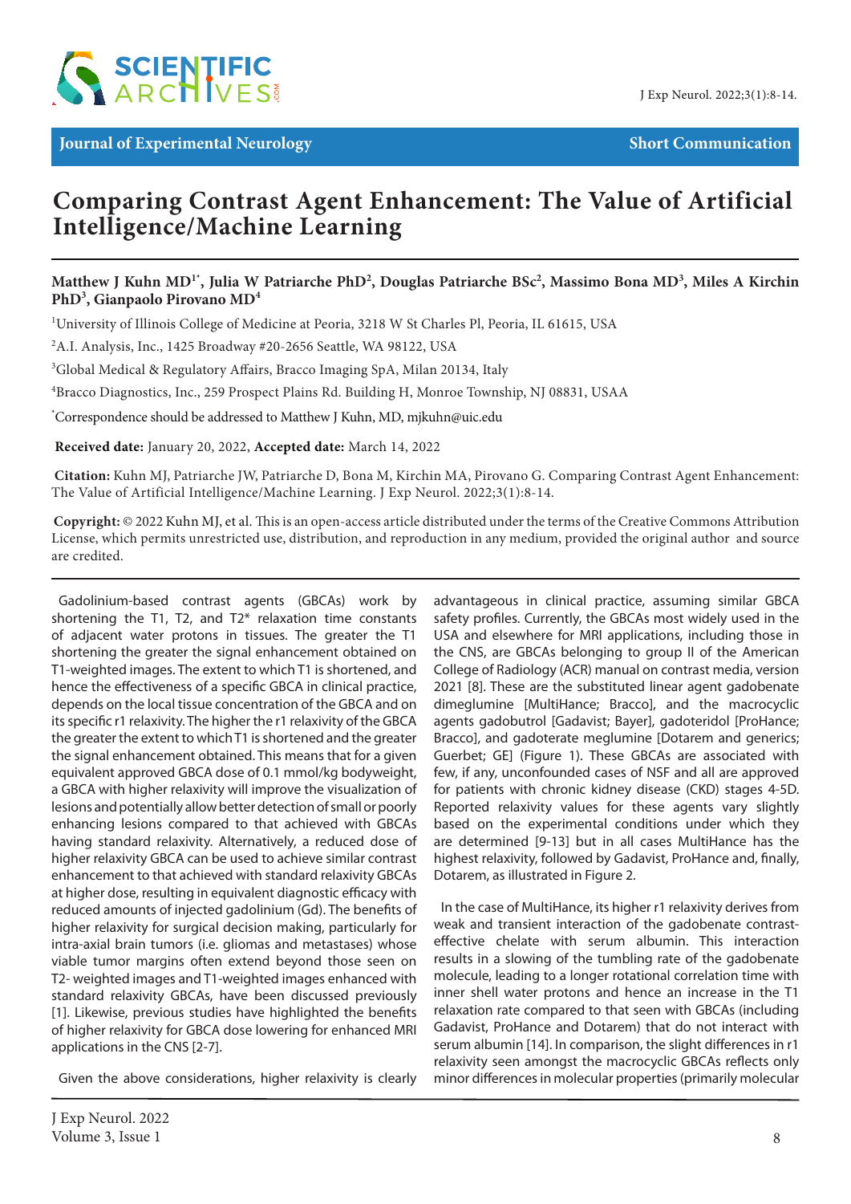Journal of Experimental Neurology

Short Communication

# Comparing Contrast Agent Enhancement: The Value of Artificial Intelligence/Machine Learning

**Matthew J Kuhn MD[1*], Julia W Patriarche PhD[2], Douglas Patriarche BSc[2], Massimo Bona MD[3], Miles A Kirchin PhD[3], Gianpaolo Pirovano MD[4]**

[1]University of Illinois College of Medicine at Peoria, 3218 W St Charles Pl, Peoria, IL 61615, USA

[2]A.I. Analysis, Inc., 1425 Broadway #20-2656 Seattle, WA 98122, USA

[3]Global Medical & Regulatory Affairs, Bracco Imaging SpA, Milan 20134, Italy

[4]Bracco Diagnostics, Inc., 259 Prospect Plains Rd. Building H, Monroe Township, NJ 08831, USAA

[*]Correspondence should be addressed to Matthew J Kuhn, MD, mjkuhn@uic.edu

**Received date:** January 20, 2022, **Accepted date:** March 14, 2022

**Citation:** Kuhn MJ, Patriarche JW, Patriarche D, Bona M, Kirchin MA, Pirovano G. Comparing Contrast Agent Enhancement: The Value of Artificial Intelligence/Machine Learning. J Exp Neurol. 2022;3(1):8-14.

**Copyright:** © 2022 Kuhn MJ, et al. This is an open-access article distributed under the terms of the Creative Commons Attribution License, which permits unrestricted use, distribution, and reproduction in any medium, provided the original author and source are credited.

Gadolinium-based contrast agents (GBCAs) work by shortening the T1, T2, and T2* relaxation time constants of adjacent water protons in tissues. The greater the T1 shortening the greater the signal enhancement obtained on T1-weighted images. The extent to which T1 is shortened, and hence the effectiveness of a specific GBCA in clinical practice, depends on the local tissue concentration of the GBCA and on its specific r1 relaxivity. The higher the r1 relaxivity of the GBCA the greater the extent to which T1 is shortened and the greater the signal enhancement obtained. This means that for a given equivalent approved GBCA dose of 0.1 mmol/kg bodyweight, a GBCA with higher relaxivity will improve the visualization of lesions and potentially allow better detection of small or poorly enhancing lesions compared to that achieved with GBCAs having standard relaxivity. Alternatively, a reduced dose of higher relaxivity GBCA can be used to achieve similar contrast enhancement to that achieved with standard relaxivity GBCAs at higher dose, resulting in equivalent diagnostic efficacy with reduced amounts of injected gadolinium (Gd). The benefits of higher relaxivity for surgical decision making, particularly for intra-axial brain tumors (i.e. gliomas and metastases) whose viable tumor margins often extend beyond those seen on T2- weighted images and T1-weighted images enhanced with standard relaxivity GBCAs, have been discussed previously [1]. Likewise, previous studies have highlighted the benefits of higher relaxivity for GBCA dose lowering for enhanced MRI applications in the CNS [2-7].

Given the above considerations, higher relaxivity is clearly advantageous in clinical practice, assuming similar GBCA safety profiles. Currently, the GBCAs most widely used in the USA and elsewhere for MRI applications, including those in the CNS, are GBCAs belonging to group II of the American College of Radiology (ACR) manual on contrast media, version 2021 [8]. These are the substituted linear agent gadobenate dimeglumine [MultiHance; Bracco], and the macrocyclic agents gadobutrol [Gadavist; Bayer], gadoteridol [ProHance; Bracco], and gadoterate meglumine [Dotarem and generics; Guerbet; GE] (Figure 1). These GBCAs are associated with few, if any, unconfounded cases of NSF and all are approved for patients with chronic kidney disease (CKD) stages 4-5D. Reported relaxivity values for these agents vary slightly based on the experimental conditions under which they are determined [9-13] but in all cases MultiHance has the highest relaxivity, followed by Gadavist, ProHance and, finally, Dotarem, as illustrated in Figure 2.

In the case of MultiHance, its higher r1 relaxivity derives from weak and transient interaction of the gadobenate contrast-effective chelate with serum albumin. This interaction results in a slowing of the tumbling rate of the gadobenate molecule, leading to a longer rotational correlation time with inner shell water protons and hence an increase in the T1 relaxation rate compared to that seen with GBCAs (including Gadavist, ProHance and Dotarem) that do not interact with serum albumin [14]. In comparison, the slight differences in r1 relaxivity seen amongst the macrocyclic GBCAs reflects only minor differences in molecular properties (primarily molecular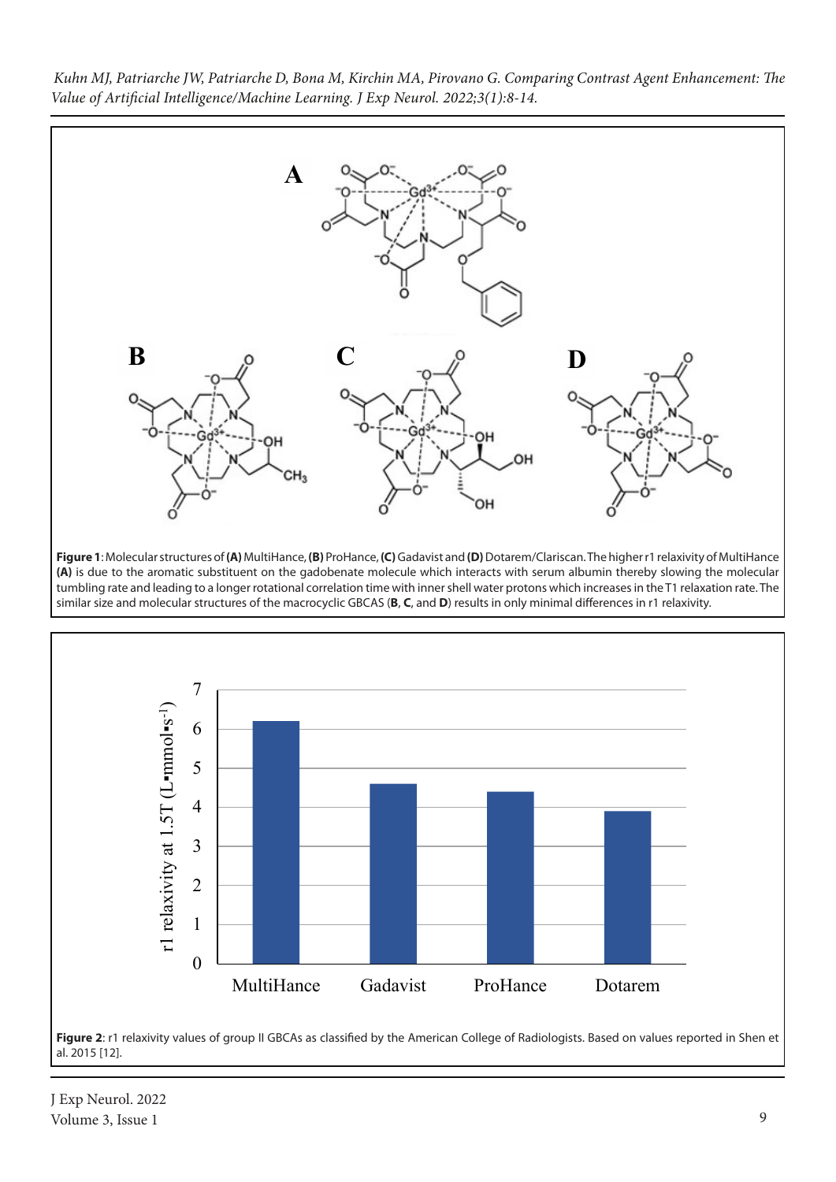**Figure 1**: Molecular structures of **(A)** MultiHance, **(B)** ProHance, **(C)** Gadavist and **(D)** Dotarem/Clariscan. The higher r1 relaxivity of MultiHance **(A)** is due to the aromatic substituent on the gadobenate molecule which interacts with serum albumin thereby slowing the molecular tumbling rate and leading to a longer rotational correlation time with inner shell water protons which increases in the T1 relaxation rate. The similar size and molecular structures of the macrocyclic GBCAS (**B**, **C**, and **D**) results in only minimal differences in r1 relaxivity.

**Figure 2**: r1 relaxivity values of group II GBCAs as classified by the American College of Radiologists. Based on values reported in Shen et al. 2015 [12].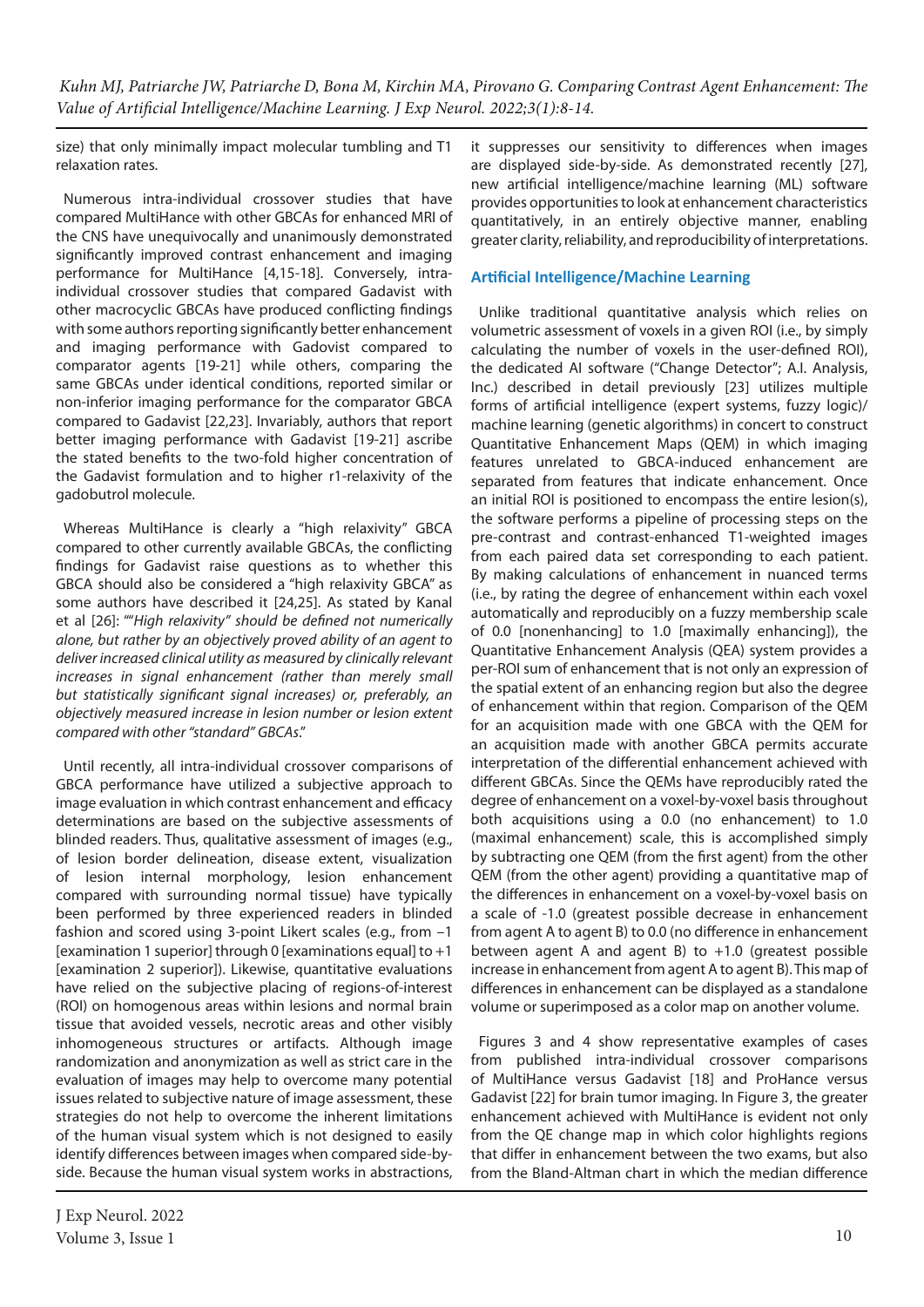size) that only minimally impact molecular tumbling and T1 relaxation rates.

Numerous intra-individual crossover studies that have compared MultiHance with other GBCAs for enhanced MRI of the CNS have unequivocally and unanimously demonstrated significantly improved contrast enhancement and imaging performance for MultiHance [4,15-18]. Conversely, intra-individual crossover studies that compared Gadavist with other macrocyclic GBCAs have produced conflicting findings with some authors reporting significantly better enhancement and imaging performance with Gadovist compared to comparator agents [19-21] while others, comparing the same GBCAs under identical conditions, reported similar or non-inferior imaging performance for the comparator GBCA compared to Gadavist [22,23]. Invariably, authors that report better imaging performance with Gadavist [19-21] ascribe the stated benefits to the two-fold higher concentration of the Gadavist formulation and to higher r1-relaxivity of the gadobutrol molecule.

Whereas MultiHance is clearly a "high relaxivity" GBCA compared to other currently available GBCAs, the conflicting findings for Gadavist raise questions as to whether this GBCA should also be considered a "high relaxivity GBCA" as some authors have described it [24,25]. As stated by Kanal et al [26]: ""*High relaxivity" should be defined not numerically alone, but rather by an objectively proved ability of an agent to deliver increased clinical utility as measured by clinically relevant increases in signal enhancement (rather than merely small but statistically significant signal increases) or, preferably, an objectively measured increase in lesion number or lesion extent compared with other "standard" GBCAs*."

Until recently, all intra-individual crossover comparisons of GBCA performance have utilized a subjective approach to image evaluation in which contrast enhancement and efficacy determinations are based on the subjective assessments of blinded readers. Thus, qualitative assessment of images (e.g., of lesion border delineation, disease extent, visualization of lesion internal morphology, lesion enhancement compared with surrounding normal tissue) have typically been performed by three experienced readers in blinded fashion and scored using 3-point Likert scales (e.g., from –1 [examination 1 superior] through 0 [examinations equal] to +1 [examination 2 superior]). Likewise, quantitative evaluations have relied on the subjective placing of regions-of-interest (ROI) on homogenous areas within lesions and normal brain tissue that avoided vessels, necrotic areas and other visibly inhomogeneous structures or artifacts. Although image randomization and anonymization as well as strict care in the evaluation of images may help to overcome many potential issues related to subjective nature of image assessment, these strategies do not help to overcome the inherent limitations of the human visual system which is not designed to easily identify differences between images when compared side-by-side. Because the human visual system works in abstractions, it suppresses our sensitivity to differences when images are displayed side-by-side. As demonstrated recently [27], new artificial intelligence/machine learning (ML) software provides opportunities to look at enhancement characteristics quantitatively, in an entirely objective manner, enabling greater clarity, reliability, and reproducibility of interpretations.

## Artificial Intelligence/Machine Learning

Unlike traditional quantitative analysis which relies on volumetric assessment of voxels in a given ROI (i.e., by simply calculating the number of voxels in the user-defined ROI), the dedicated AI software ("Change Detector"; A.I. Analysis, Inc.) described in detail previously [23] utilizes multiple forms of artificial intelligence (expert systems, fuzzy logic)/machine learning (genetic algorithms) in concert to construct Quantitative Enhancement Maps (QEM) in which imaging features unrelated to GBCA-induced enhancement are separated from features that indicate enhancement. Once an initial ROI is positioned to encompass the entire lesion(s), the software performs a pipeline of processing steps on the pre-contrast and contrast-enhanced T1-weighted images from each paired data set corresponding to each patient. By making calculations of enhancement in nuanced terms (i.e., by rating the degree of enhancement within each voxel automatically and reproducibly on a fuzzy membership scale of 0.0 [nonenhancing] to 1.0 [maximally enhancing]), the Quantitative Enhancement Analysis (QEA) system provides a per-ROI sum of enhancement that is not only an expression of the spatial extent of an enhancing region but also the degree of enhancement within that region. Comparison of the QEM for an acquisition made with one GBCA with the QEM for an acquisition made with another GBCA permits accurate interpretation of the differential enhancement achieved with different GBCAs. Since the QEMs have reproducibly rated the degree of enhancement on a voxel-by-voxel basis throughout both acquisitions using a 0.0 (no enhancement) to 1.0 (maximal enhancement) scale, this is accomplished simply by subtracting one QEM (from the first agent) from the other QEM (from the other agent) providing a quantitative map of the differences in enhancement on a voxel-by-voxel basis on a scale of -1.0 (greatest possible decrease in enhancement from agent A to agent B) to 0.0 (no difference in enhancement between agent A and agent B) to +1.0 (greatest possible increase in enhancement from agent A to agent B). This map of differences in enhancement can be displayed as a standalone volume or superimposed as a color map on another volume.

Figures 3 and 4 show representative examples of cases from published intra-individual crossover comparisons of MultiHance versus Gadavist [18] and ProHance versus Gadavist [22] for brain tumor imaging. In Figure 3, the greater enhancement achieved with MultiHance is evident not only from the QE change map in which color highlights regions that differ in enhancement between the two exams, but also from the Bland-Altman chart in which the median difference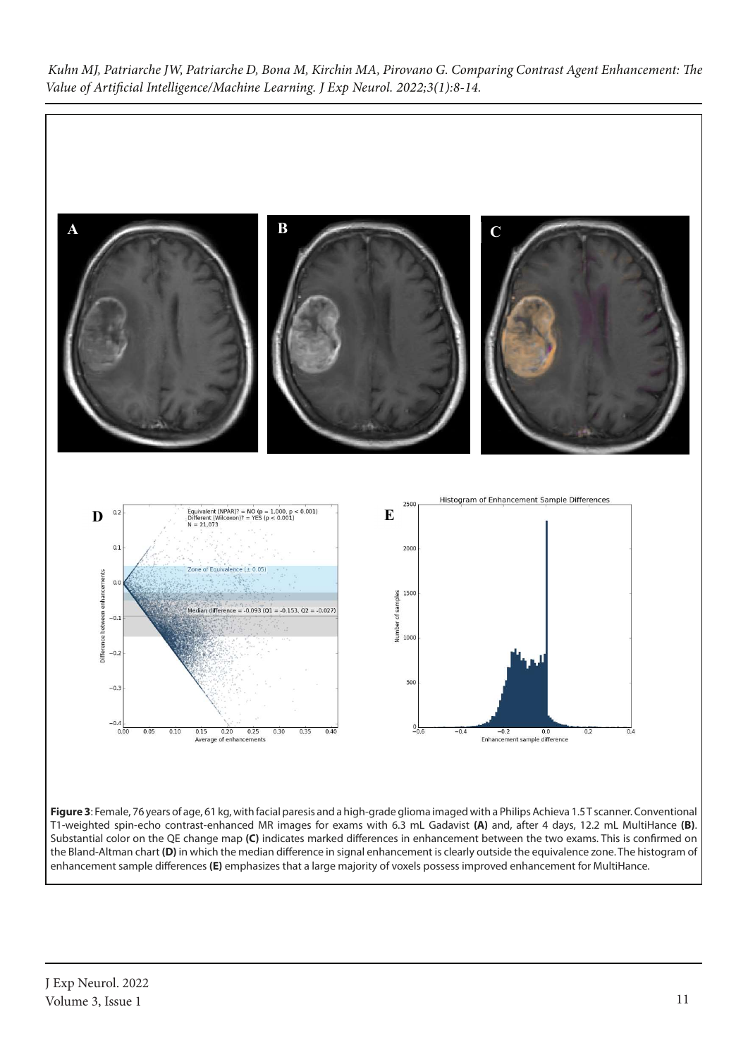**Figure 3**: Female, 76 years of age, 61 kg, with facial paresis and a high-grade glioma imaged with a Philips Achieva 1.5 T scanner. Conventional T1-weighted spin-echo contrast-enhanced MR images for exams with 6.3 mL Gadavist **(A)** and, after 4 days, 12.2 mL MultiHance **(B)**. Substantial color on the QE change map **(C)** indicates marked differences in enhancement between the two exams. This is confirmed on the Bland-Altman chart **(D)** in which the median difference in signal enhancement is clearly outside the equivalence zone. The histogram of enhancement sample differences **(E)** emphasizes that a large majority of voxels possess improved enhancement for MultiHance.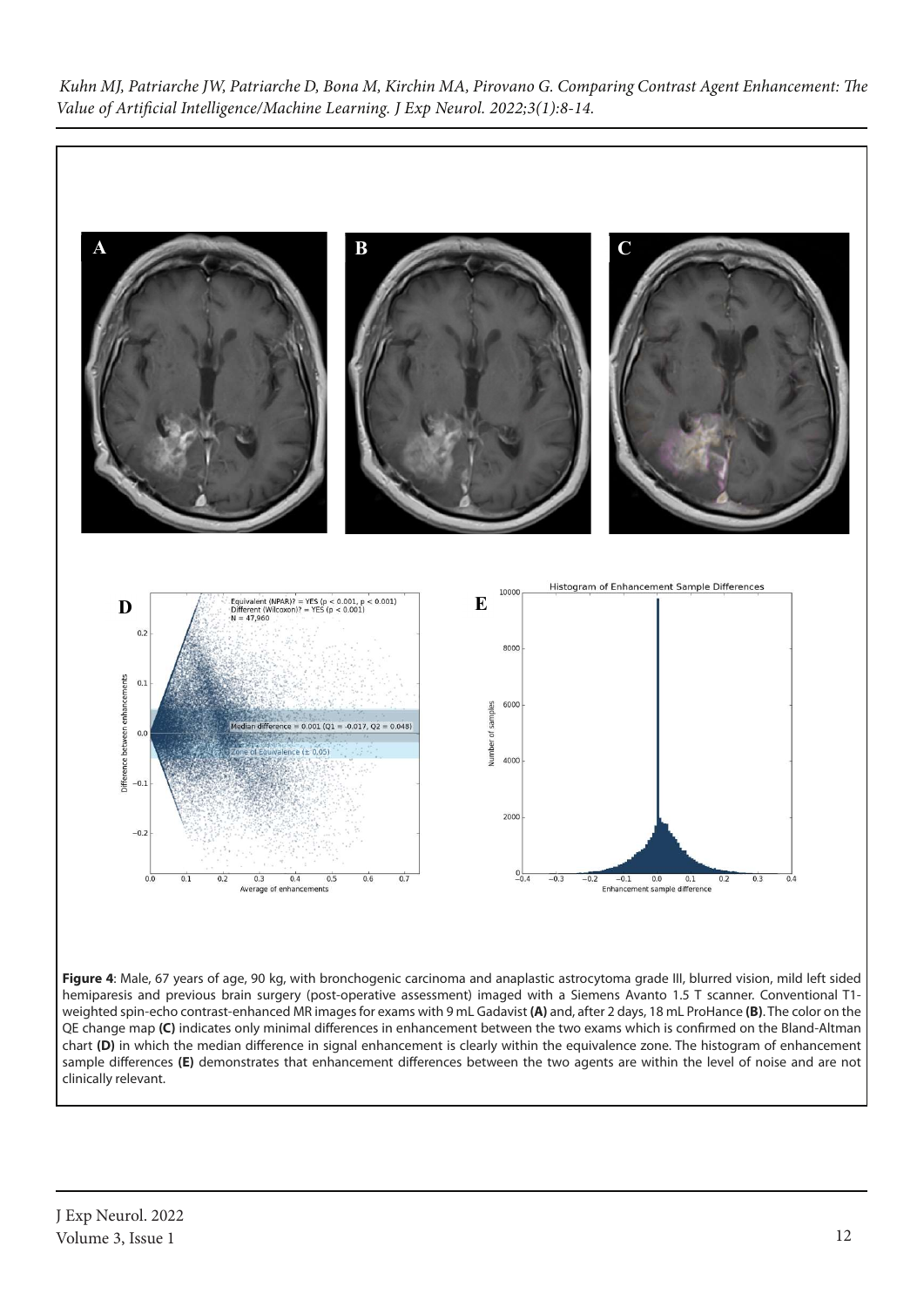**Figure 4**: Male, 67 years of age, 90 kg, with bronchogenic carcinoma and anaplastic astrocytoma grade III, blurred vision, mild left sided hemiparesis and previous brain surgery (post-operative assessment) imaged with a Siemens Avanto 1.5 T scanner. Conventional T1-weighted spin-echo contrast-enhanced MR images for exams with 9 mL Gadavist **(A)** and, after 2 days, 18 mL ProHance **(B)**. The color on the QE change map **(C)** indicates only minimal differences in enhancement between the two exams which is confirmed on the Bland-Altman chart **(D)** in which the median difference in signal enhancement is clearly within the equivalence zone. The histogram of enhancement sample differences **(E)** demonstrates that enhancement differences between the two agents are within the level of noise and are not clinically relevant.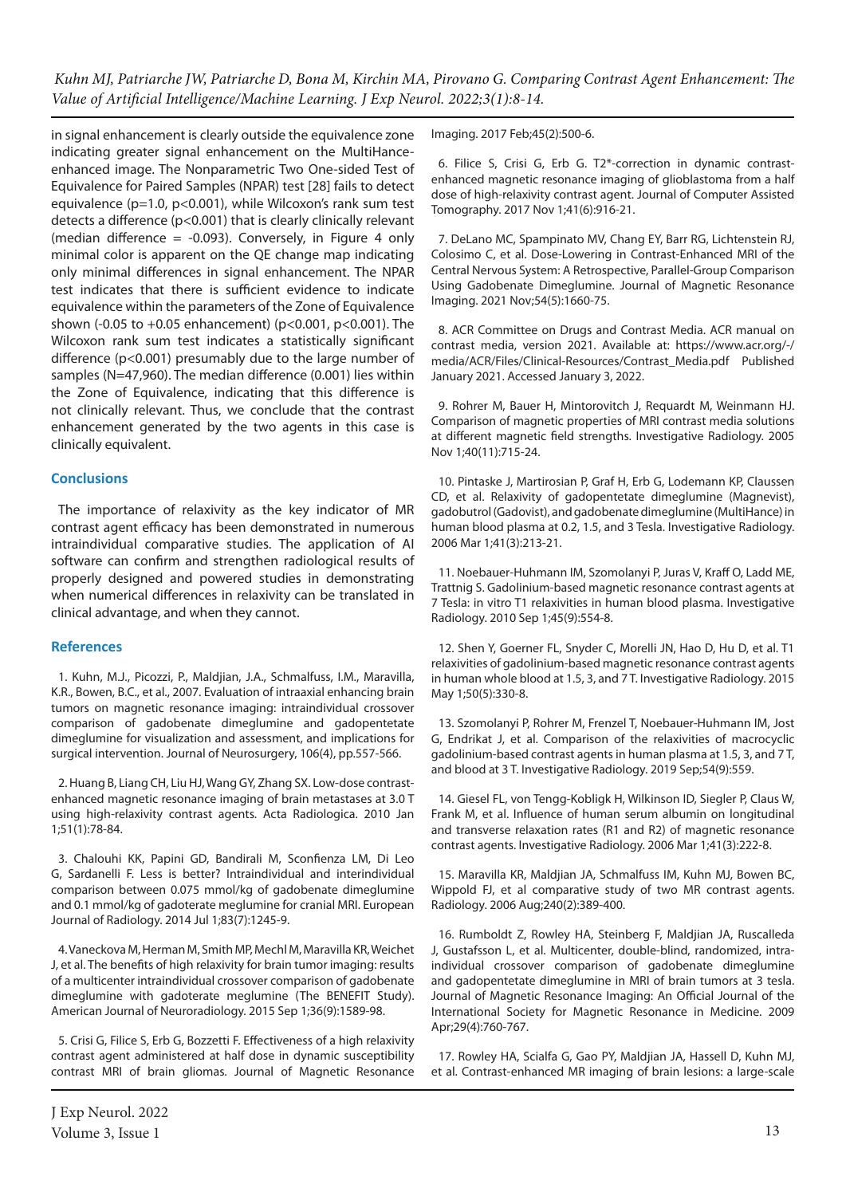in signal enhancement is clearly outside the equivalence zone indicating greater signal enhancement on the MultiHance-enhanced image. The Nonparametric Two One-sided Test of Equivalence for Paired Samples (NPAR) test [28] fails to detect equivalence (p=1.0, p<0.001), while Wilcoxon's rank sum test detects a difference (p<0.001) that is clearly clinically relevant (median difference = -0.093). Conversely, in Figure 4 only minimal color is apparent on the QE change map indicating only minimal differences in signal enhancement. The NPAR test indicates that there is sufficient evidence to indicate equivalence within the parameters of the Zone of Equivalence shown (-0.05 to +0.05 enhancement) (p<0.001, p<0.001). The Wilcoxon rank sum test indicates a statistically significant difference (p<0.001) presumably due to the large number of samples (N=47,960). The median difference (0.001) lies within the Zone of Equivalence, indicating that this difference is not clinically relevant. Thus, we conclude that the contrast enhancement generated by the two agents in this case is clinically equivalent.

## Conclusions

The importance of relaxivity as the key indicator of MR contrast agent efficacy has been demonstrated in numerous intraindividual comparative studies. The application of AI software can confirm and strengthen radiological results of properly designed and powered studies in demonstrating when numerical differences in relaxivity can be translated in clinical advantage, and when they cannot.

## References

1. Kuhn, M.J., Picozzi, P., Maldjian, J.A., Schmalfuss, I.M., Maravilla, K.R., Bowen, B.C., et al., 2007. Evaluation of intraaxial enhancing brain tumors on magnetic resonance imaging: intraindividual crossover comparison of gadobenate dimeglumine and gadopentetate dimeglumine for visualization and assessment, and implications for surgical intervention. Journal of Neurosurgery, 106(4), pp.557-566.

2. Huang B, Liang CH, Liu HJ, Wang GY, Zhang SX. Low-dose contrast-enhanced magnetic resonance imaging of brain metastases at 3.0 T using high-relaxivity contrast agents. Acta Radiologica. 2010 Jan 1;51(1):78-84.

3. Chalouhi KK, Papini GD, Bandirali M, Sconfienza LM, Di Leo G, Sardanelli F. Less is better? Intraindividual and interindividual comparison between 0.075 mmol/kg of gadobenate dimeglumine and 0.1 mmol/kg of gadoterate meglumine for cranial MRI. European Journal of Radiology. 2014 Jul 1;83(7):1245-9.

4. Vaneckova M, Herman M, Smith MP, Mechl M, Maravilla KR, Weichet J, et al. The benefits of high relaxivity for brain tumor imaging: results of a multicenter intraindividual crossover comparison of gadobenate dimeglumine with gadoterate meglumine (The BENEFIT Study). American Journal of Neuroradiology. 2015 Sep 1;36(9):1589-98.

5. Crisi G, Filice S, Erb G, Bozzetti F. Effectiveness of a high relaxivity contrast agent administered at half dose in dynamic susceptibility contrast MRI of brain gliomas. Journal of Magnetic Resonance Imaging. 2017 Feb;45(2):500-6.

6. Filice S, Crisi G, Erb G. T2*-correction in dynamic contrast-enhanced magnetic resonance imaging of glioblastoma from a half dose of high-relaxivity contrast agent. Journal of Computer Assisted Tomography. 2017 Nov 1;41(6):916-21.

7. DeLano MC, Spampinato MV, Chang EY, Barr RG, Lichtenstein RJ, Colosimo C, et al. Dose-Lowering in Contrast-Enhanced MRI of the Central Nervous System: A Retrospective, Parallel-Group Comparison Using Gadobenate Dimeglumine. Journal of Magnetic Resonance Imaging. 2021 Nov;54(5):1660-75.

8. ACR Committee on Drugs and Contrast Media. ACR manual on contrast media, version 2021. Available at: https://www.acr.org/-/media/ACR/Files/Clinical-Resources/Contrast_Media.pdf Published January 2021. Accessed January 3, 2022.

9. Rohrer M, Bauer H, Mintorovitch J, Requardt M, Weinmann HJ. Comparison of magnetic properties of MRI contrast media solutions at different magnetic field strengths. Investigative Radiology. 2005 Nov 1;40(11):715-24.

10. Pintaske J, Martirosian P, Graf H, Erb G, Lodemann KP, Claussen CD, et al. Relaxivity of gadopentetate dimeglumine (Magnevist), gadobutrol (Gadovist), and gadobenate dimeglumine (MultiHance) in human blood plasma at 0.2, 1.5, and 3 Tesla. Investigative Radiology. 2006 Mar 1;41(3):213-21.

11. Noebauer-Huhmann IM, Szomolanyi P, Juras V, Kraff O, Ladd ME, Trattnig S. Gadolinium-based magnetic resonance contrast agents at 7 Tesla: in vitro T1 relaxivities in human blood plasma. Investigative Radiology. 2010 Sep 1;45(9):554-8.

12. Shen Y, Goerner FL, Snyder C, Morelli JN, Hao D, Hu D, et al. T1 relaxivities of gadolinium-based magnetic resonance contrast agents in human whole blood at 1.5, 3, and 7 T. Investigative Radiology. 2015 May 1;50(5):330-8.

13. Szomolanyi P, Rohrer M, Frenzel T, Noebauer-Huhmann IM, Jost G, Endrikat J, et al. Comparison of the relaxivities of macrocyclic gadolinium-based contrast agents in human plasma at 1.5, 3, and 7 T, and blood at 3 T. Investigative Radiology. 2019 Sep;54(9):559.

14. Giesel FL, von Tengg-Kobligk H, Wilkinson ID, Siegler P, Claus W, Frank M, et al. Influence of human serum albumin on longitudinal and transverse relaxation rates (R1 and R2) of magnetic resonance contrast agents. Investigative Radiology. 2006 Mar 1;41(3):222-8.

15. Maravilla KR, Maldjian JA, Schmalfuss IM, Kuhn MJ, Bowen BC, Wippold FJ, et al comparative study of two MR contrast agents. Radiology. 2006 Aug;240(2):389-400.

16. Rumboldt Z, Rowley HA, Steinberg F, Maldjian JA, Ruscalleda J, Gustafsson L, et al. Multicenter, double-blind, randomized, intra-individual crossover comparison of gadobenate dimeglumine and gadopentetate dimeglumine in MRI of brain tumors at 3 tesla. Journal of Magnetic Resonance Imaging: An Official Journal of the International Society for Magnetic Resonance in Medicine. 2009 Apr;29(4):760-767.

17. Rowley HA, Scialfa G, Gao PY, Maldjian JA, Hassell D, Kuhn MJ, et al. Contrast-enhanced MR imaging of brain lesions: a large-scale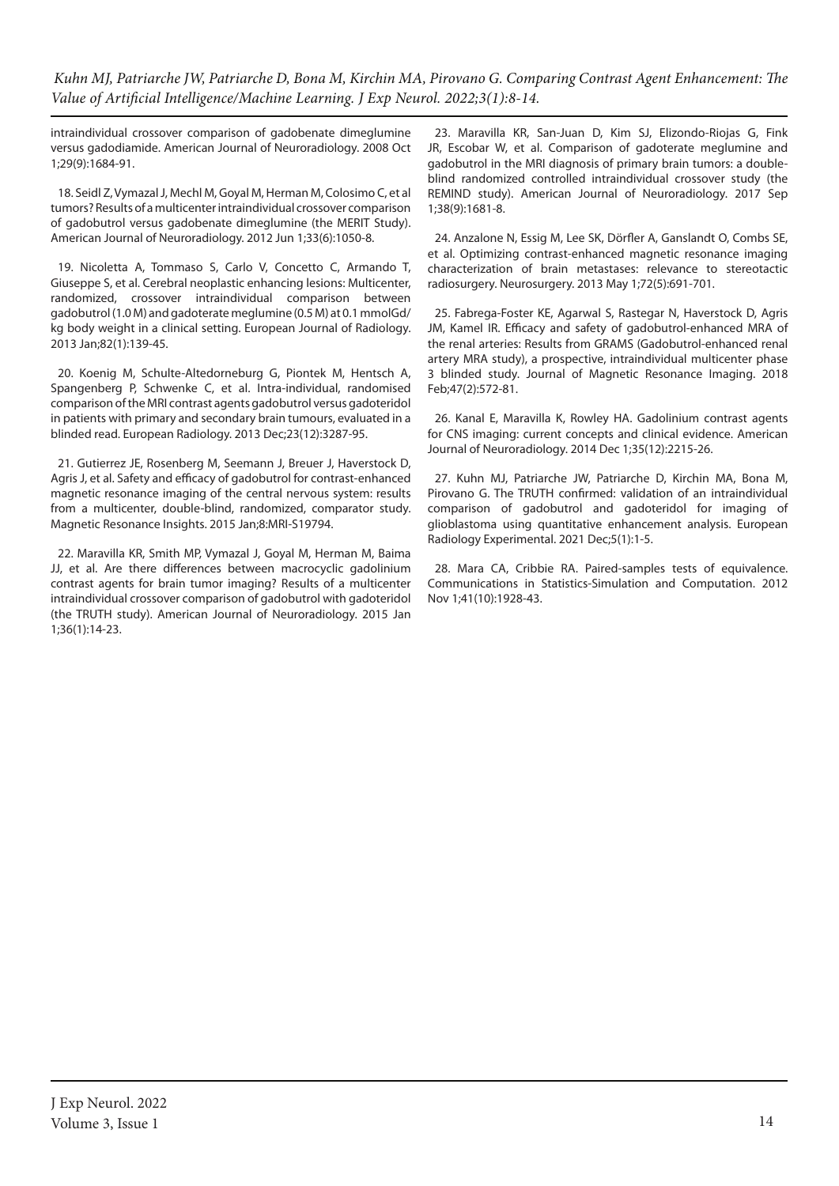intraindividual crossover comparison of gadobenate dimeglumine versus gadodiamide. American Journal of Neuroradiology. 2008 Oct 1;29(9):1684-91.

18. Seidl Z, Vymazal J, Mechl M, Goyal M, Herman M, Colosimo C, et al tumors? Results of a multicenter intraindividual crossover comparison of gadobutrol versus gadobenate dimeglumine (the MERIT Study). American Journal of Neuroradiology. 2012 Jun 1;33(6):1050-8.

19. Nicoletta A, Tommaso S, Carlo V, Concetto C, Armando T, Giuseppe S, et al. Cerebral neoplastic enhancing lesions: Multicenter, randomized, crossover intraindividual comparison between gadobutrol (1.0 M) and gadoterate meglumine (0.5 M) at 0.1 mmolGd/kg body weight in a clinical setting. European Journal of Radiology. 2013 Jan;82(1):139-45.

20. Koenig M, Schulte-Altedorneburg G, Piontek M, Hentsch A, Spangenberg P, Schwenke C, et al. Intra-individual, randomised comparison of the MRI contrast agents gadobutrol versus gadoteridol in patients with primary and secondary brain tumours, evaluated in a blinded read. European Radiology. 2013 Dec;23(12):3287-95.

21. Gutierrez JE, Rosenberg M, Seemann J, Breuer J, Haverstock D, Agris J, et al. Safety and efficacy of gadobutrol for contrast-enhanced magnetic resonance imaging of the central nervous system: results from a multicenter, double-blind, randomized, comparator study. Magnetic Resonance Insights. 2015 Jan;8:MRI-S19794.

22. Maravilla KR, Smith MP, Vymazal J, Goyal M, Herman M, Baima JJ, et al. Are there differences between macrocyclic gadolinium contrast agents for brain tumor imaging? Results of a multicenter intraindividual crossover comparison of gadobutrol with gadoteridol (the TRUTH study). American Journal of Neuroradiology. 2015 Jan 1;36(1):14-23.

23. Maravilla KR, San-Juan D, Kim SJ, Elizondo-Riojas G, Fink JR, Escobar W, et al. Comparison of gadoterate meglumine and gadobutrol in the MRI diagnosis of primary brain tumors: a double-blind randomized controlled intraindividual crossover study (the REMIND study). American Journal of Neuroradiology. 2017 Sep 1;38(9):1681-8.

24. Anzalone N, Essig M, Lee SK, Dörfler A, Ganslandt O, Combs SE, et al. Optimizing contrast-enhanced magnetic resonance imaging characterization of brain metastases: relevance to stereotactic radiosurgery. Neurosurgery. 2013 May 1;72(5):691-701.

25. Fabrega-Foster KE, Agarwal S, Rastegar N, Haverstock D, Agris JM, Kamel IR. Efficacy and safety of gadobutrol-enhanced MRA of the renal arteries: Results from GRAMS (Gadobutrol-enhanced renal artery MRA study), a prospective, intraindividual multicenter phase 3 blinded study. Journal of Magnetic Resonance Imaging. 2018 Feb;47(2):572-81.

26. Kanal E, Maravilla K, Rowley HA. Gadolinium contrast agents for CNS imaging: current concepts and clinical evidence. American Journal of Neuroradiology. 2014 Dec 1;35(12):2215-26.

27. Kuhn MJ, Patriarche JW, Patriarche D, Kirchin MA, Bona M, Pirovano G. The TRUTH confirmed: validation of an intraindividual comparison of gadobutrol and gadoteridol for imaging of glioblastoma using quantitative enhancement analysis. European Radiology Experimental. 2021 Dec;5(1):1-5.

28. Mara CA, Cribbie RA. Paired-samples tests of equivalence. Communications in Statistics-Simulation and Computation. 2012 Nov 1;41(10):1928-43.